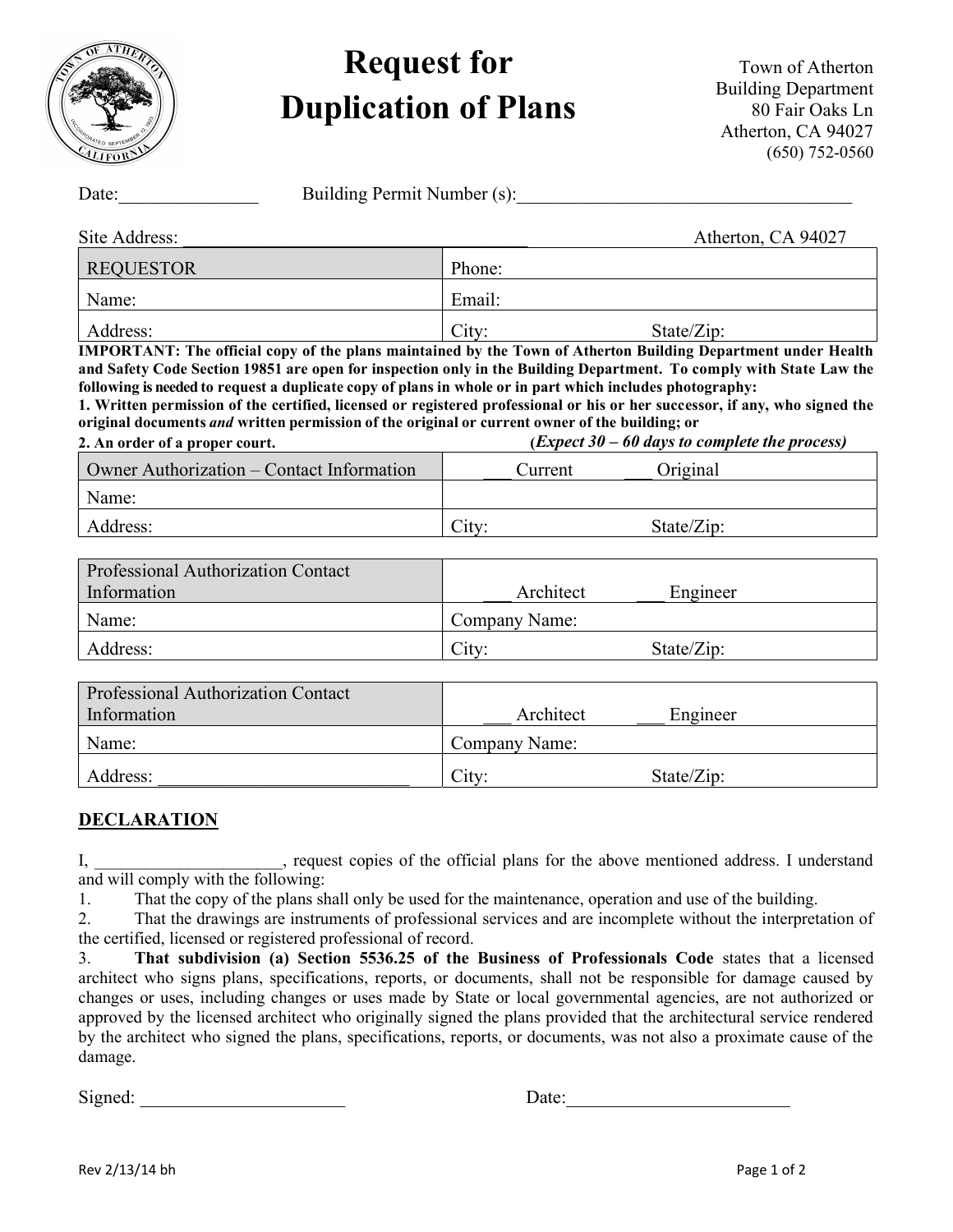# Request for Duplication of Plans

Town of Atherton
Building Department
80 Fair Oaks Ln
Atherton, CA 94027
(650) 752-0560

Date:_______________ Building Permit Number (s):____________________________________

Site Address: ______________________________________ Atherton, CA 94027

| REQUESTOR | Phone: |
|---|---|
| Name: | Email: |
| Address: | City: State/Zip: |

**IMPORTANT: The official copy of the plans maintained by the Town of Atherton Building Department under Health and Safety Code Section 19851 are open for inspection only in the Building Department. To comply with State Law the following is needed to request a duplicate copy of plans in whole or in part which includes photography:**

**1. Written permission of the certified, licensed or registered professional or his or her successor, if any, who signed the original documents *and* written permission of the original or current owner of the building; or**

**2. An order of a proper court.** ***(Expect 30 – 60 days to complete the process)***

| Owner Authorization – Contact Information | ___ Current ___ Original |
|---|---|
| Name: | |
| Address: | City: State/Zip: |

| Professional Authorization Contact Information | ___ Architect ___ Engineer |
|---|---|
| Name: | Company Name: |
| Address: | City: State/Zip: |

| Professional Authorization Contact Information | ___ Architect ___ Engineer |
|---|---|
| Name: | Company Name: |
| Address: ____________________________ | City: State/Zip: |

## DECLARATION

I, ______________________, request copies of the official plans for the above mentioned address. I understand and will comply with the following:

1. That the copy of the plans shall only be used for the maintenance, operation and use of the building.
2. That the drawings are instruments of professional services and are incomplete without the interpretation of the certified, licensed or registered professional of record.
3. **That subdivision (a) Section 5536.25 of the Business of Professionals Code** states that a licensed architect who signs plans, specifications, reports, or documents, shall not be responsible for damage caused by changes or uses, including changes or uses made by State or local governmental agencies, are not authorized or approved by the licensed architect who originally signed the plans provided that the architectural service rendered by the architect who signed the plans, specifications, reports, or documents, was not also a proximate cause of the damage.

Signed: ______________________ Date:_________________________

Rev 2/13/14 bh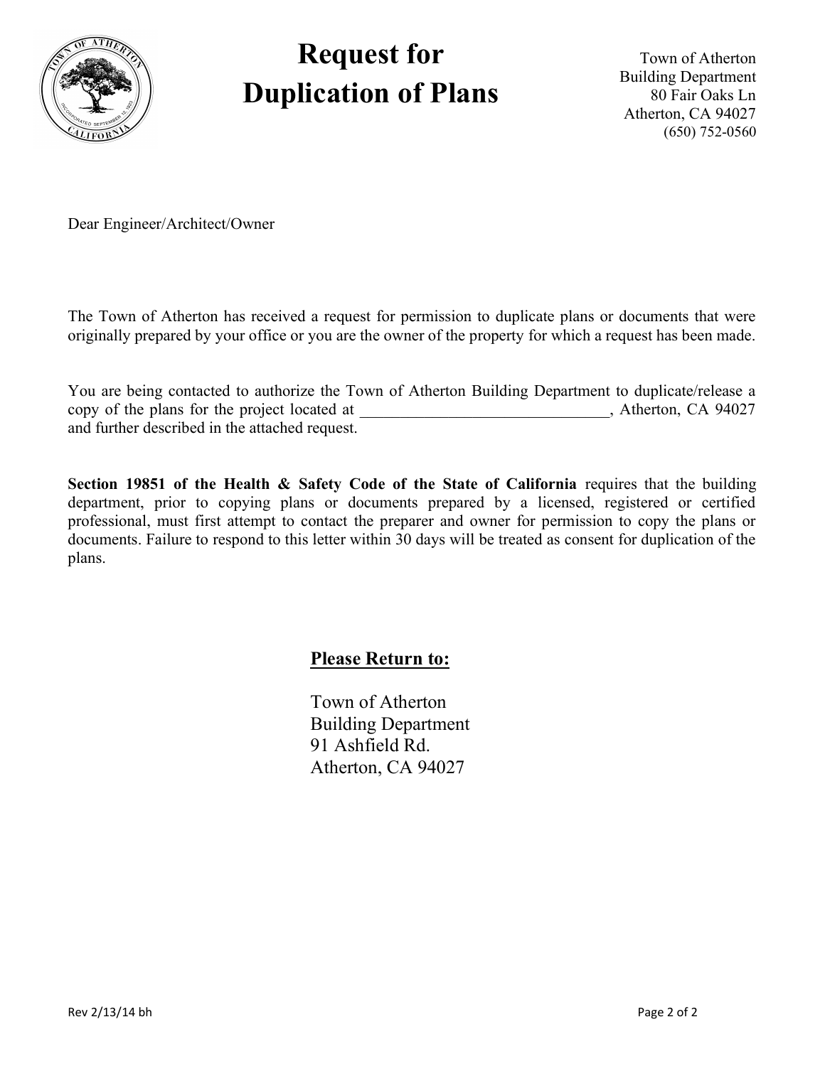# Request for Duplication of Plans

Town of Atherton
Building Department
80 Fair Oaks Ln
Atherton, CA 94027
(650) 752-0560

Dear Engineer/Architect/Owner

The Town of Atherton has received a request for permission to duplicate plans or documents that were originally prepared by your office or you are the owner of the property for which a request has been made.

You are being contacted to authorize the Town of Atherton Building Department to duplicate/release a copy of the plans for the project located at ______________________________, Atherton, CA 94027 and further described in the attached request.

**Section 19851 of the Health & Safety Code of the State of California** requires that the building department, prior to copying plans or documents prepared by a licensed, registered or certified professional, must first attempt to contact the preparer and owner for permission to copy the plans or documents. Failure to respond to this letter within 30 days will be treated as consent for duplication of the plans.

**<u>Please Return to:</u>**

Town of Atherton
Building Department
91 Ashfield Rd.
Atherton, CA 94027

Rev 2/13/14 bh